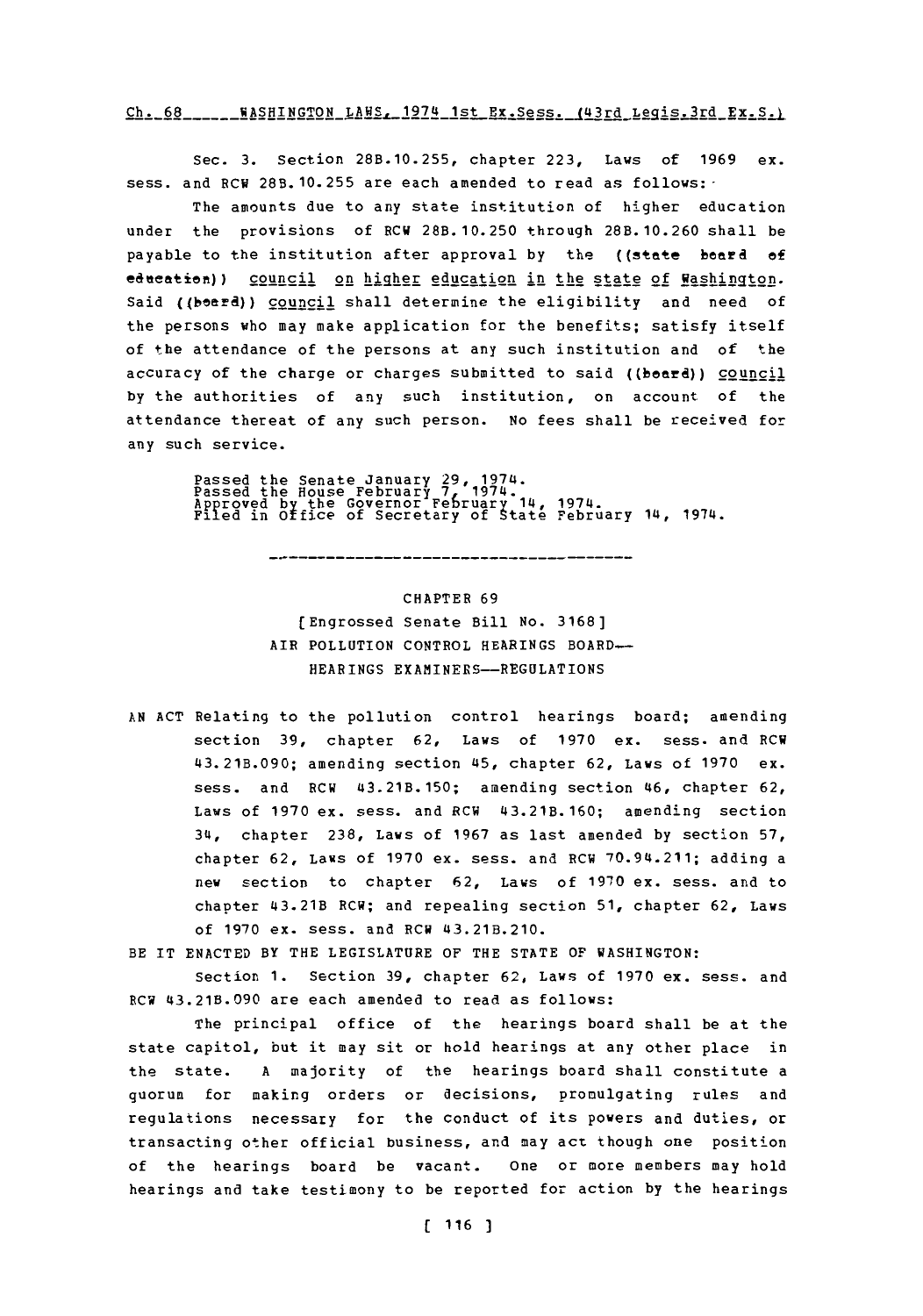Sec. 3. Section 28B.10.255, chapter 223, Laws of 1969 ex. sess. and RCW 28B.10.255 are each amended to read as follows:

The amounts due to any state institution of higher education under the provisions of RCW 28B.10.250 through 28B.10.260 shall be payable to the institution after approval by the ((state board of education)) council on higher education in the state of Washington. Said ((board)) council shall determine the eligibility and need of the persons who may make application for the benefits; satisfy itself of the attendance of the persons at any such institution and of the accuracy of the charge or charges submitted to said ((board)) council by the authorities of any such institution, on account of the attendance thereat of any such person. No fees shall be received for any such service.

Passed the Senate January 29, 1974.
Passed the House February 7, 1974.
Approved by the Governor February 14, 1974.
Filed in Office of Secretary of State February 14, 1974.

---

CHAPTER 69

[Engrossed Senate Bill No. 3168]

AIR POLLUTION CONTROL HEARINGS BOARD--
HEARINGS EXAMINERS--REGULATIONS

AN ACT Relating to the pollution control hearings board; amending section 39, chapter 62, Laws of 1970 ex. sess. and RCW 43.21B.090; amending section 45, chapter 62, Laws of 1970 ex. sess. and RCW 43.21B.150; amending section 46, chapter 62, Laws of 1970 ex. sess. and RCW 43.21B.160; amending section 34, chapter 238, Laws of 1967 as last amended by section 57, chapter 62, Laws of 1970 ex. sess. and RCW 70.94.211; adding a new section to chapter 62, Laws of 1970 ex. sess. and to chapter 43.21B RCW; and repealing section 51, chapter 62, Laws of 1970 ex. sess. and RCW 43.21B.210.

BE IT ENACTED BY THE LEGISLATURE OF THE STATE OF WASHINGTON:

Section 1. Section 39, chapter 62, Laws of 1970 ex. sess. and RCW 43.21B.090 are each amended to read as follows:

The principal office of the hearings board shall be at the state capitol, but it may sit or hold hearings at any other place in the state. A majority of the hearings board shall constitute a quorum for making orders or decisions, promulgating rules and regulations necessary for the conduct of its powers and duties, or transacting other official business, and may act though one position of the hearings board be vacant. One or more members may hold hearings and take testimony to be reported for action by the hearings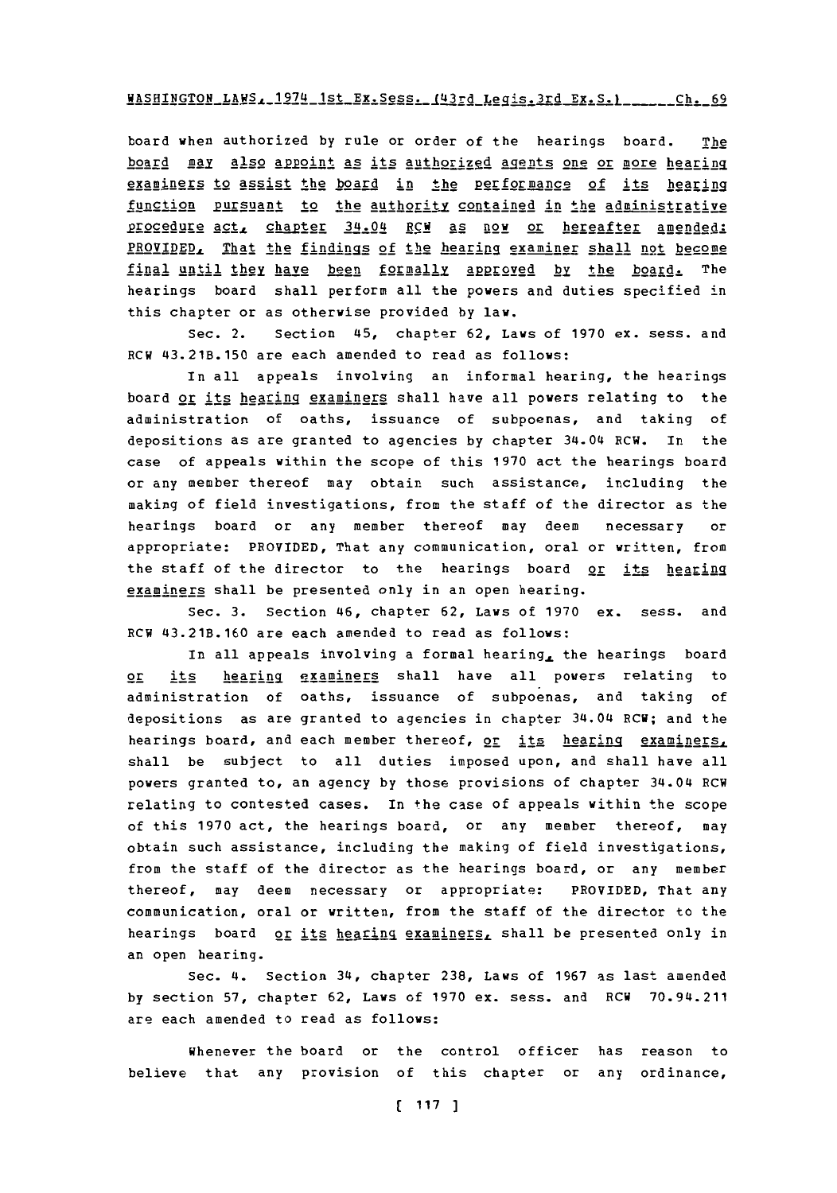board when authorized by rule or order of the hearings board. The board may also appoint as its authorized agents one or more hearing examiners to assist the board in the performance of its hearing function pursuant to the authority contained in the administrative procedure act, chapter 34.04 RCW as now or hereafter amended: PROVIDED, That the findings of the hearing examiner shall not become final until they have been formally approved by the board. The hearings board shall perform all the powers and duties specified in this chapter or as otherwise provided by law.

Sec. 2. Section 45, chapter 62, Laws of 1970 ex. sess. and RCW 43.21B.150 are each amended to read as follows:

In all appeals involving an informal hearing, the hearings board or its hearing examiners shall have all powers relating to the administration of oaths, issuance of subpoenas, and taking of depositions as are granted to agencies by chapter 34.04 RCW. In the case of appeals within the scope of this 1970 act the hearings board or any member thereof may obtain such assistance, including the making of field investigations, from the staff of the director as the hearings board or any member thereof may deem necessary or appropriate: PROVIDED, That any communication, oral or written, from the staff of the director to the hearings board or its hearing examiners shall be presented only in an open hearing.

Sec. 3. Section 46, chapter 62, Laws of 1970 ex. sess. and RCW 43.21B.160 are each amended to read as follows:

In all appeals involving a formal hearing, the hearings board or its hearing examiners shall have all powers relating to administration of oaths, issuance of subpoenas, and taking of depositions as are granted to agencies in chapter 34.04 RCW; and the hearings board, and each member thereof, or its hearing examiners, shall be subject to all duties imposed upon, and shall have all powers granted to, an agency by those provisions of chapter 34.04 RCW relating to contested cases. In the case of appeals within the scope of this 1970 act, the hearings board, or any member thereof, may obtain such assistance, including the making of field investigations, from the staff of the director as the hearings board, or any member thereof, may deem necessary or appropriate: PROVIDED, That any communication, oral or written, from the staff of the director to the hearings board or its hearing examiners, shall be presented only in an open hearing.

Sec. 4. Section 34, chapter 238, Laws of 1967 as last amended by section 57, chapter 62, Laws of 1970 ex. sess. and RCW 70.94.211 are each amended to read as follows:

Whenever the board or the control officer has reason to believe that any provision of this chapter or any ordinance,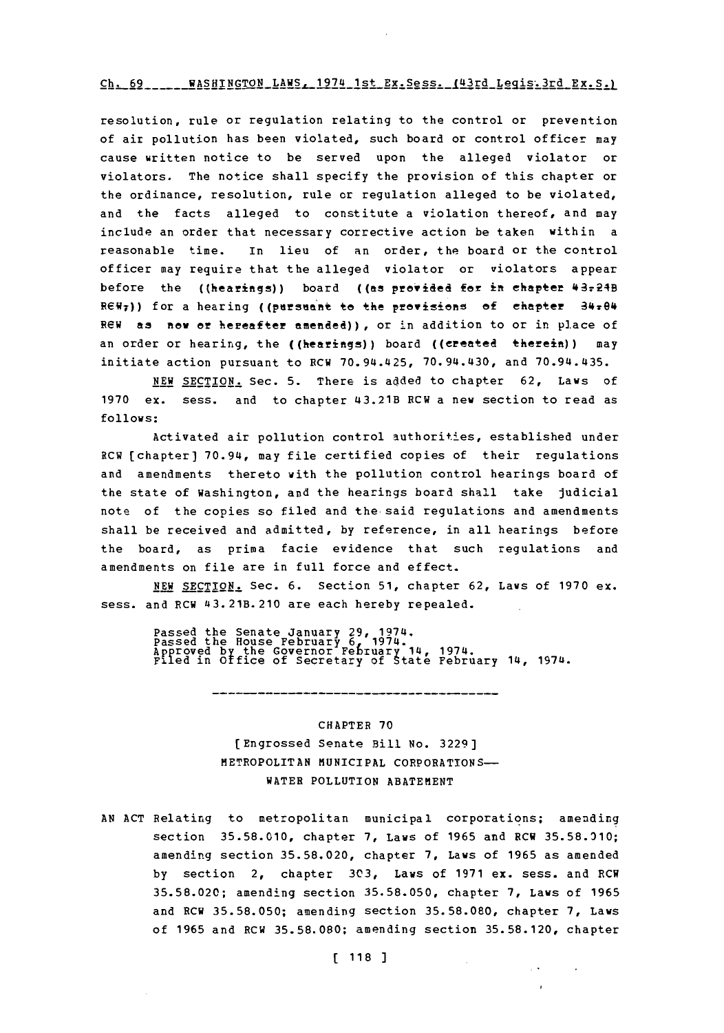resolution, rule or regulation relating to the control or prevention of air pollution has been violated, such board or control officer may cause written notice to be served upon the alleged violator or violators. The notice shall specify the provision of this chapter or the ordinance, resolution, rule or regulation alleged to be violated, and the facts alleged to constitute a violation thereof, and may include an order that necessary corrective action be taken within a reasonable time. In lieu of an order, the board or the control officer may require that the alleged violator or violators appear before the ((hearings)) board ((as provided for in chapter 43.21B RCW,)) for a hearing ((pursuant to the provisions of chapter 34.04 RCW as now or hereafter amended)), or in addition to or in place of an order or hearing, the ((hearings)) board ((created therein)) may initiate action pursuant to RCW 70.94.425, 70.94.430, and 70.94.435.

NEW SECTION. Sec. 5. There is added to chapter 62, Laws of 1970 ex. sess. and to chapter 43.21B RCW a new section to read as follows:

Activated air pollution control authorities, established under RCW [chapter] 70.94, may file certified copies of their regulations and amendments thereto with the pollution control hearings board of the state of Washington, and the hearings board shall take judicial note of the copies so filed and the said regulations and amendments shall be received and admitted, by reference, in all hearings before the board, as prima facie evidence that such regulations and amendments on file are in full force and effect.

NEW SECTION. Sec. 6. Section 51, chapter 62, Laws of 1970 ex. sess. and RCW 43.21B.210 are each hereby repealed.

Passed the Senate January 29, 1974.
Passed the House February 6, 1974.
Approved by the Governor February 14, 1974.
Filed in Office of Secretary of State February 14, 1974.

---

CHAPTER 70

[Engrossed Senate Bill No. 3229]

METROPOLITAN MUNICIPAL CORPORATIONS—
WATER POLLUTION ABATEMENT

AN ACT Relating to metropolitan municipal corporations; amending section 35.58.010, chapter 7, Laws of 1965 and RCW 35.58.010; amending section 35.58.020, chapter 7, Laws of 1965 as amended by section 2, chapter 303, Laws of 1971 ex. sess. and RCW 35.58.020; amending section 35.58.050, chapter 7, Laws of 1965 and RCW 35.58.050; amending section 35.58.080, chapter 7, Laws of 1965 and RCW 35.58.080; amending section 35.58.120, chapter